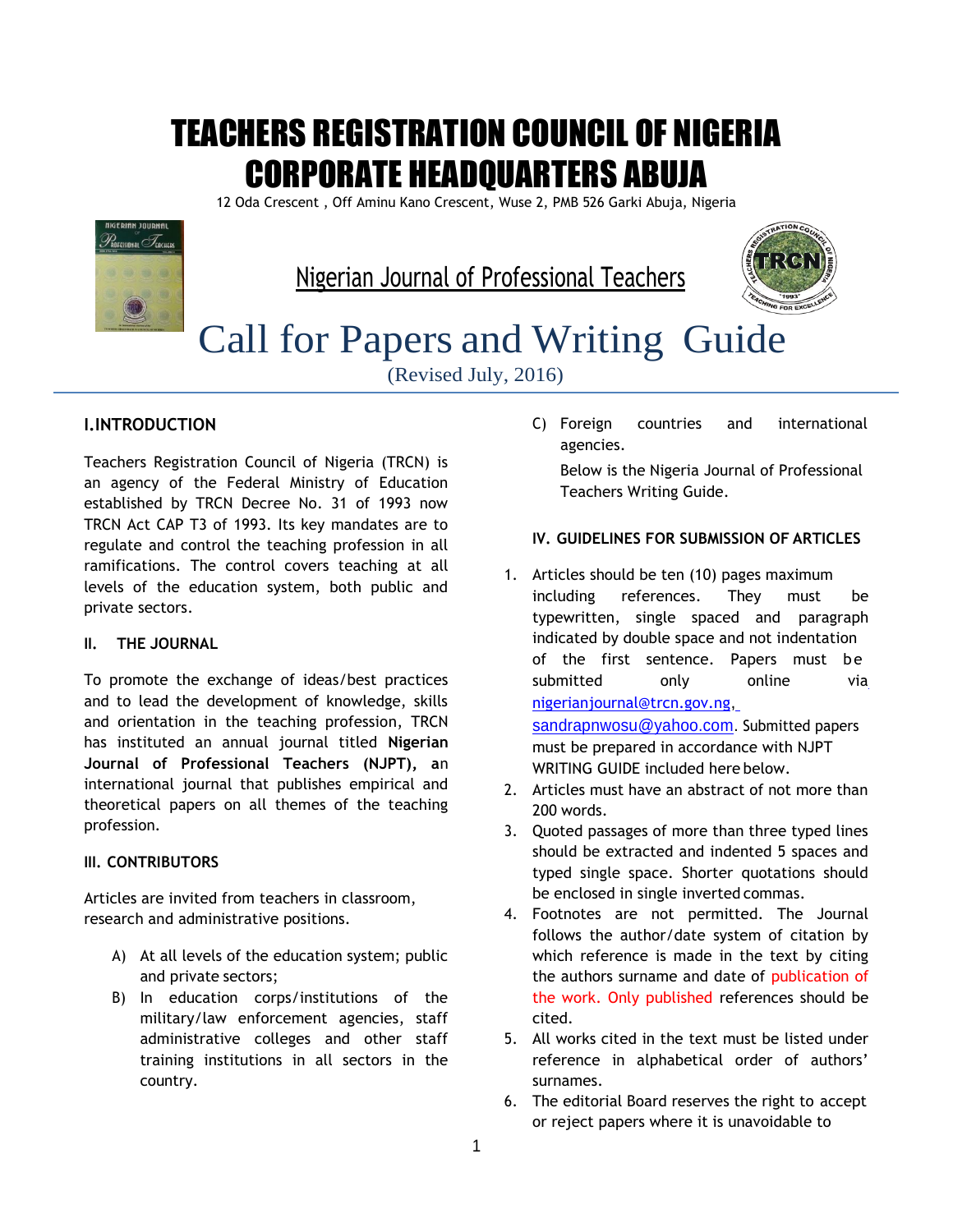# TEACHERS REGISTRATION COUNCIL OF NIGERIA CORPORATE HEADQUARTERS ABUJA

12 Oda Crescent , Off Aminu Kano Crescent, Wuse 2, PMB 526 Garki Abuja, Nigeria

Nigerian Journal of Professional Teachers

# Call for Papers and Writing Guide

(Revised July, 2016)

### I. INTRODUCTION

Teachers Registration Council of Nigeria (TRCN) is an agency of the Federal Ministry of Education established by TRCN Decree No. 31 of 1993 now TRCN Act CAP T3 of 1993. Its key mandates are to regulate and control the teaching profession in all ramifications. The control covers teaching at all levels of the education system, both public and private sectors.

### II. THE JOURNAL

To promote the exchange of ideas/best practices and to lead the development of knowledge, skills and orientation in the teaching profession, TRCN has instituted an annual journal titled **Nigerian Journal of Professional Teachers (NJPT), a**n international journal that publishes empirical and theoretical papers on all themes of the teaching profession.

### III. CONTRIBUTORS

Articles are invited from teachers in classroom, research and administrative positions.

A) At all levels of the education system; public and private sectors;

B) In education corps/institutions of the military/law enforcement agencies, staff administrative colleges and other staff training institutions in all sectors in the country.

C) Foreign countries and international agencies.

Below is the Nigeria Journal of Professional Teachers Writing Guide.

### IV. GUIDELINES FOR SUBMISSION OF ARTICLES

1. Articles should be ten (10) pages maximum including references. They must be typewritten, single spaced and paragraph indicated by double space and not indentation of the first sentence. Papers must be submitted only online via nigerianjournal@trcn.gov.ng, sandrapnwosu@yahoo.com. Submitted papers must be prepared in accordance with NJPT WRITING GUIDE included here below.
2. Articles must have an abstract of not more than 200 words.
3. Quoted passages of more than three typed lines should be extracted and indented 5 spaces and typed single space. Shorter quotations should be enclosed in single inverted commas.
4. Footnotes are not permitted. The Journal follows the author/date system of citation by which reference is made in the text by citing the authors surname and date of publication of the work. Only published references should be cited.
5. All works cited in the text must be listed under reference in alphabetical order of authors' surnames.
6. The editorial Board reserves the right to accept or reject papers where it is unavoidable to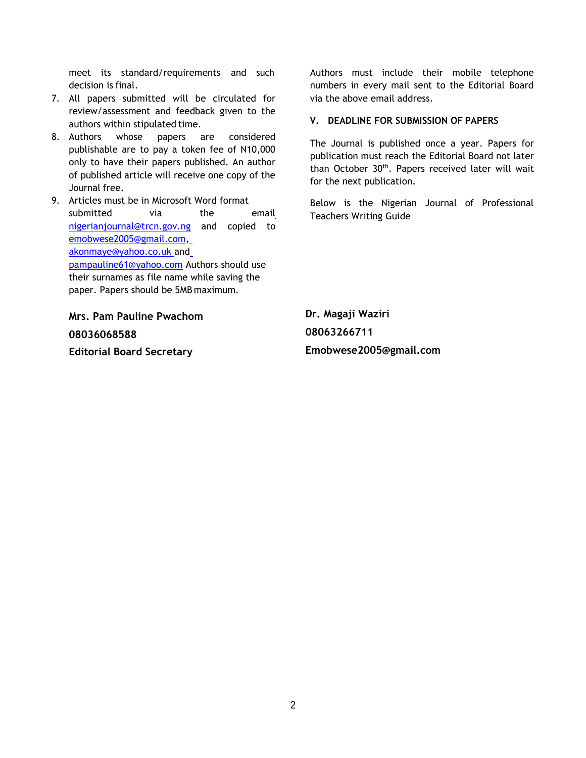meet its standard/requirements and such decision is final.

7. All papers submitted will be circulated for review/assessment and feedback given to the authors within stipulated time.
8. Authors whose papers are considered publishable are to pay a token fee of N10,000 only to have their papers published. An author of published article will receive one copy of the Journal free.
9. Articles must be in Microsoft Word format submitted via the email nigerianjournal@trcn.gov.ng and copied to emobwese2005@gmail.com, akonmaye@yahoo.co.uk and pampauline61@yahoo.com Authors should use their surnames as file name while saving the paper. Papers should be 5MB maximum.

Authors must include their mobile telephone numbers in every mail sent to the Editorial Board via the above email address.

## V. DEADLINE FOR SUBMISSION OF PAPERS

The Journal is published once a year. Papers for publication must reach the Editorial Board not later than October 30th. Papers received later will wait for the next publication.

Below is the Nigerian Journal of Professional Teachers Writing Guide

**Mrs. Pam Pauline Pwachom**
**08036068588**
**Editorial Board Secretary**

**Dr. Magaji Waziri**
**08063266711**
**Emobwese2005@gmail.com**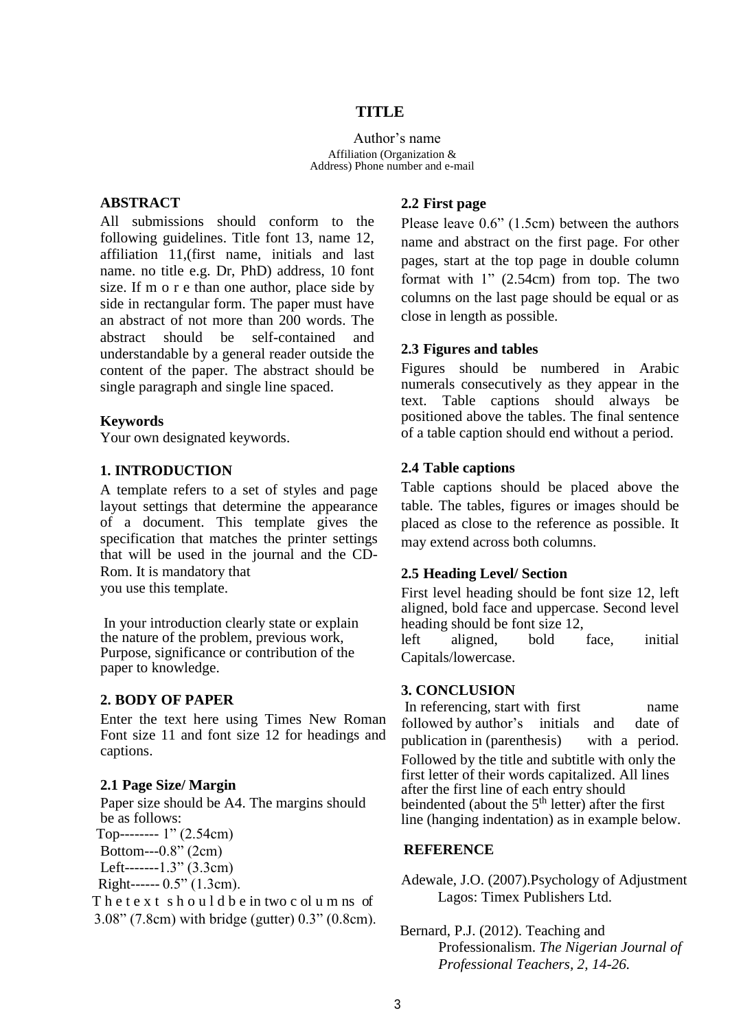# TITLE

Author's name
Affiliation (Organization & Address) Phone number and e-mail

## ABSTRACT

All submissions should conform to the following guidelines. Title font 13, name 12, affiliation 11,(first name, initials and last name. no title e.g. Dr, PhD) address, 10 font size. If m o r e than one author, place side by side in rectangular form. The paper must have an abstract of not more than 200 words. The abstract should be self-contained and understandable by a general reader outside the content of the paper. The abstract should be single paragraph and single line spaced.

**Keywords**

Your own designated keywords.

## 1. INTRODUCTION

A template refers to a set of styles and page layout settings that determine the appearance of a document. This template gives the specification that matches the printer settings that will be used in the journal and the CD-Rom. It is mandatory that
you use this template.

In your introduction clearly state or explain the nature of the problem, previous work, Purpose, significance or contribution of the paper to knowledge.

## 2. BODY OF PAPER

Enter the text here using Times New Roman Font size 11 and font size 12 for headings and captions.

### 2.1 Page Size/ Margin

Paper size should be A4. The margins should be as follows:

Top-------- 1" (2.54cm)
Bottom---0.8" (2cm)
Left-------1.3" (3.3cm)
Right------ 0.5" (1.3cm).

T h e t e x t s h o u l d b e in two c ol u m ns of 3.08" (7.8cm) with bridge (gutter) 0.3" (0.8cm).

### 2.2 First page

Please leave 0.6" (1.5cm) between the authors name and abstract on the first page. For other pages, start at the top page in double column format with 1" (2.54cm) from top. The two columns on the last page should be equal or as close in length as possible.

### 2.3 Figures and tables

Figures should be numbered in Arabic numerals consecutively as they appear in the text. Table captions should always be positioned above the tables. The final sentence of a table caption should end without a period.

### 2.4 Table captions

Table captions should be placed above the table. The tables, figures or images should be placed as close to the reference as possible. It may extend across both columns.

### 2.5 Heading Level/ Section

First level heading should be font size 12, left aligned, bold face and uppercase. Second level heading should be font size 12,
left aligned, bold face, initial Capitals/lowercase.

## 3. CONCLUSION

In referencing, start with first name followed by author's initials and date of publication in (parenthesis) with a period. Followed by the title and subtitle with only the first letter of their words capitalized. All lines after the first line of each entry should beindented (about the 5th letter) after the first line (hanging indentation) as in example below.

## REFERENCE

Adewale, J.O. (2007).Psychology of Adjustment Lagos: Timex Publishers Ltd.

Bernard, P.J. (2012). Teaching and Professionalism. *The Nigerian Journal of Professional Teachers, 2, 14-26.*